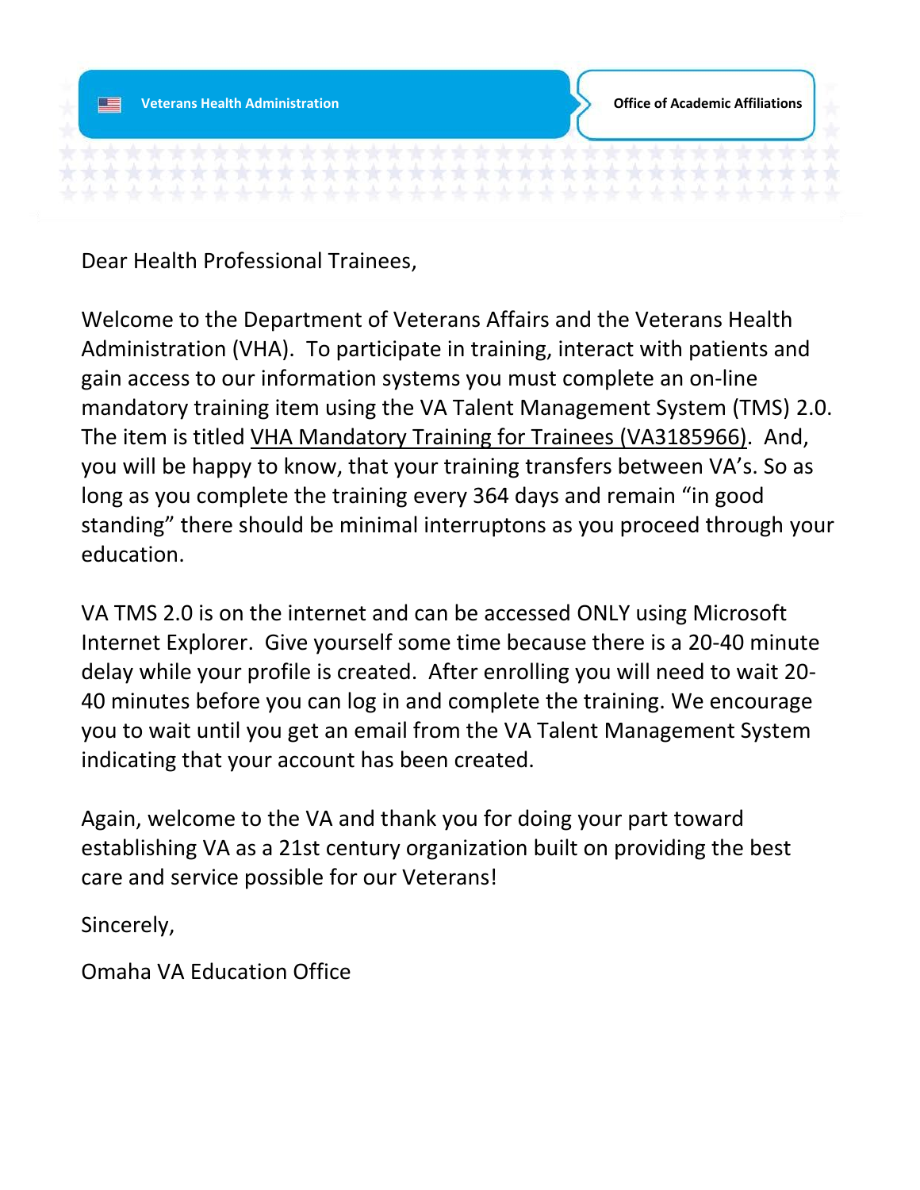Veterans Health Administration | Office of Academic Affiliations

Dear Health Professional Trainees,

Welcome to the Department of Veterans Affairs and the Veterans Health Administration (VHA). To participate in training, interact with patients and gain access to our information systems you must complete an on-line mandatory training item using the VA Talent Management System (TMS) 2.0. The item is titled VHA Mandatory Training for Trainees (VA3185966). And, you will be happy to know, that your training transfers between VA's. So as long as you complete the training every 364 days and remain "in good standing" there should be minimal interruptons as you proceed through your education.

VA TMS 2.0 is on the internet and can be accessed ONLY using Microsoft Internet Explorer. Give yourself some time because there is a 20-40 minute delay while your profile is created. After enrolling you will need to wait 20-40 minutes before you can log in and complete the training. We encourage you to wait until you get an email from the VA Talent Management System indicating that your account has been created.

Again, welcome to the VA and thank you for doing your part toward establishing VA as a 21st century organization built on providing the best care and service possible for our Veterans!

Sincerely,

Omaha VA Education Office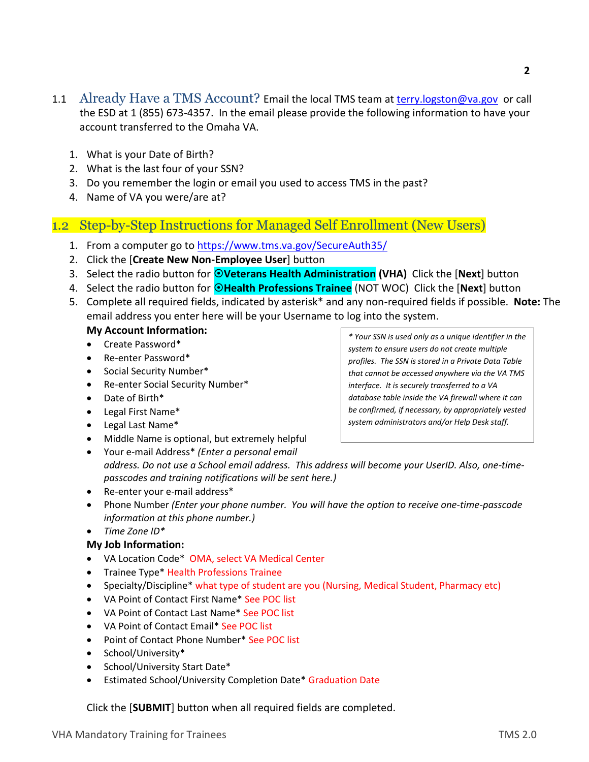## 1.1 Already Have a TMS Account?

Email the local TMS team at terry.logston@va.gov or call the ESD at 1 (855) 673-4357. In the email please provide the following information to have your account transferred to the Omaha VA.

1. What is your Date of Birth?
2. What is the last four of your SSN?
3. Do you remember the login or email you used to access TMS in the past?
4. Name of VA you were/are at?

## 1.2 Step-by-Step Instructions for Managed Self Enrollment (New Users)

1. From a computer go to https://www.tms.va.gov/SecureAuth35/
2. Click the [**Create New Non-Employee User**] button
3. Select the radio button for **⦿Veterans Health Administration (VHA)** Click the [**Next**] button
4. Select the radio button for **⦿Health Professions Trainee** (NOT WOC) Click the [**Next**] button
5. Complete all required fields, indicated by asterisk* and any non-required fields if possible. **Note:** The email address you enter here will be your Username to log into the system.

**My Account Information:**

- Create Password*
- Re-enter Password*
- Social Security Number*
- Re-enter Social Security Number*
- Date of Birth*
- Legal First Name*
- Legal Last Name*
- Middle Name is optional, but extremely helpful
- Your e-mail Address* *(Enter a personal email address. Do not use a School email address. This address will become your UserID. Also, one-time-passcodes and training notifications will be sent here.)*
- Re-enter your e-mail address*
- Phone Number *(Enter your phone number. You will have the option to receive one-time-passcode information at this phone number.)*
- *Time Zone ID**

> *\* Your SSN is used only as a unique identifier in the system to ensure users do not create multiple profiles. The SSN is stored in a Private Data Table that cannot be accessed anywhere via the VA TMS interface. It is securely transferred to a VA database table inside the VA firewall where it can be confirmed, if necessary, by appropriately vested system administrators and/or Help Desk staff.*

**My Job Information:**

- VA Location Code* OMA, select VA Medical Center
- Trainee Type* Health Professions Trainee
- Specialty/Discipline* what type of student are you (Nursing, Medical Student, Pharmacy etc)
- VA Point of Contact First Name* See POC list
- VA Point of Contact Last Name* See POC list
- VA Point of Contact Email* See POC list
- Point of Contact Phone Number* See POC list
- School/University*
- School/University Start Date*
- Estimated School/University Completion Date* Graduation Date

Click the [**SUBMIT**] button when all required fields are completed.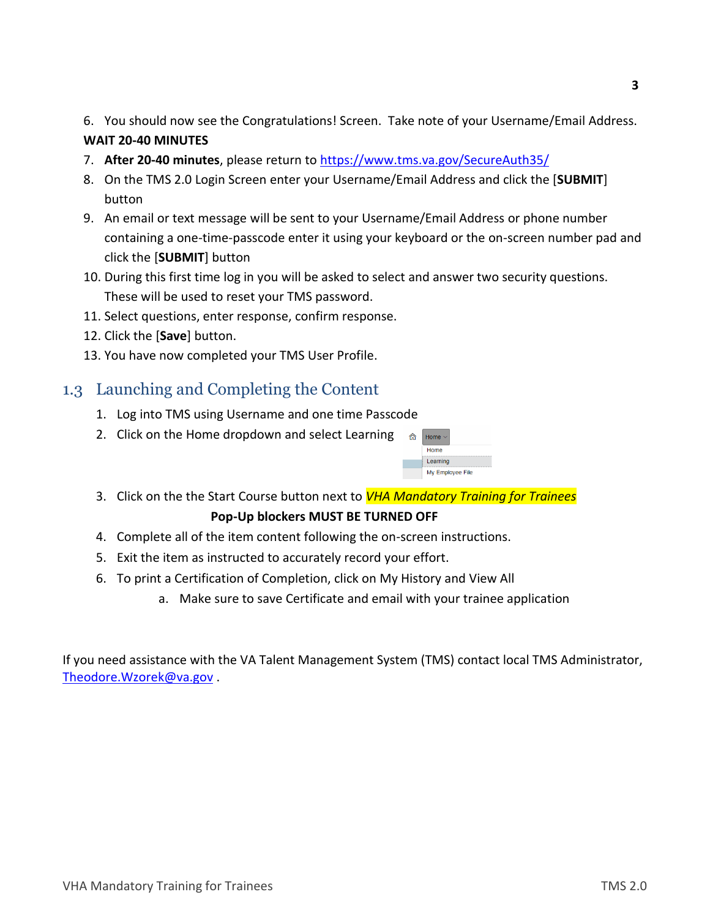6. You should now see the Congratulations! Screen. Take note of your Username/Email Address.

**WAIT 20-40 MINUTES**

7. **After 20-40 minutes**, please return to https://www.tms.va.gov/SecureAuth35/
8. On the TMS 2.0 Login Screen enter your Username/Email Address and click the [**SUBMIT**] button
9. An email or text message will be sent to your Username/Email Address or phone number containing a one-time-passcode enter it using your keyboard or the on-screen number pad and click the [**SUBMIT**] button
10. During this first time log in you will be asked to select and answer two security questions. These will be used to reset your TMS password.
11. Select questions, enter response, confirm response.
12. Click the [**Save**] button.
13. You have now completed your TMS User Profile.

## 1.3 Launching and Completing the Content

1. Log into TMS using Username and one time Passcode
2. Click on the Home dropdown and select Learning

   Home
   Home
   Learning
   My Employee File

3. Click on the the Start Course button next to *VHA Mandatory Training for Trainees*

   **Pop-Up blockers MUST BE TURNED OFF**

4. Complete all of the item content following the on-screen instructions.
5. Exit the item as instructed to accurately record your effort.
6. To print a Certification of Completion, click on My History and View All
   a. Make sure to save Certificate and email with your trainee application

If you need assistance with the VA Talent Management System (TMS) contact local TMS Administrator, Theodore.Wzorek@va.gov .